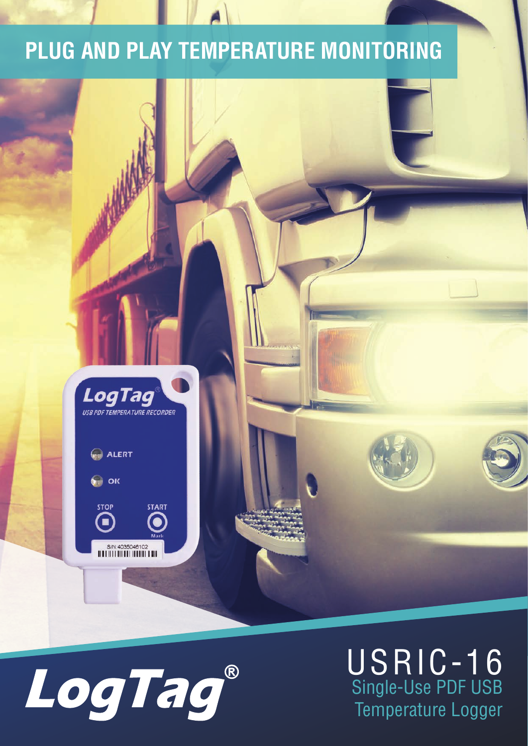# PLUG AND PLAY TEMPERATURE MONITORING

**LogTag®**

## USRIC-16

### Single-Use PDF USB Temperature Logger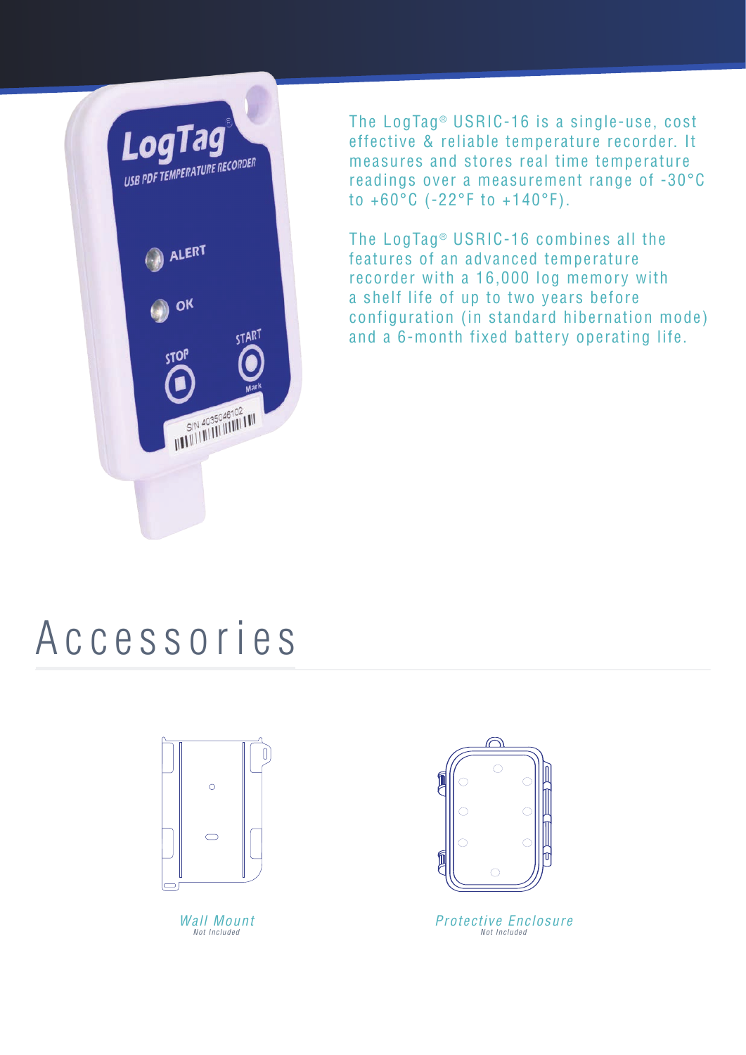The LogTag® USRIC-16 is a single-use, cost effective & reliable temperature recorder. It measures and stores real time temperature readings over a measurement range of -30°C to +60°C (-22°F to +140°F).

The LogTag® USRIC-16 combines all the features of an advanced temperature recorder with a 16,000 log memory with a shelf life of up to two years before configuration (in standard hibernation mode) and a 6-month fixed battery operating life.

# Accessories

*Wall Mount*
*Not Included*

*Protective Enclosure*
*Not Included*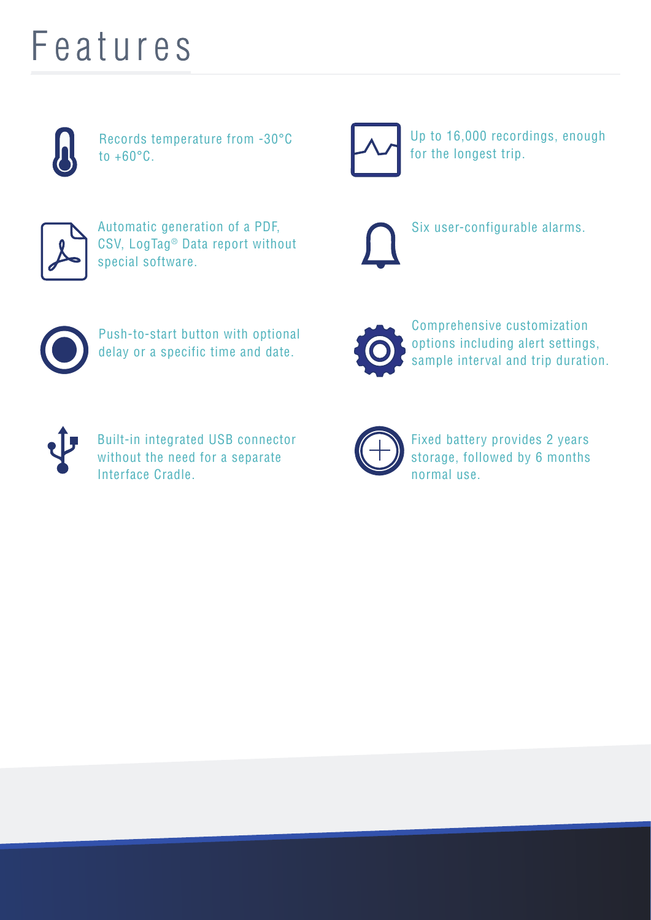# Features

- Records temperature from -30°C to +60°C.
- Up to 16,000 recordings, enough for the longest trip.
- Automatic generation of a PDF, CSV, LogTag® Data report without special software.
- Six user-configurable alarms.
- Push-to-start button with optional delay or a specific time and date.
- Comprehensive customization options including alert settings, sample interval and trip duration.
- Built-in integrated USB connector without the need for a separate Interface Cradle.
- Fixed battery provides 2 years storage, followed by 6 months normal use.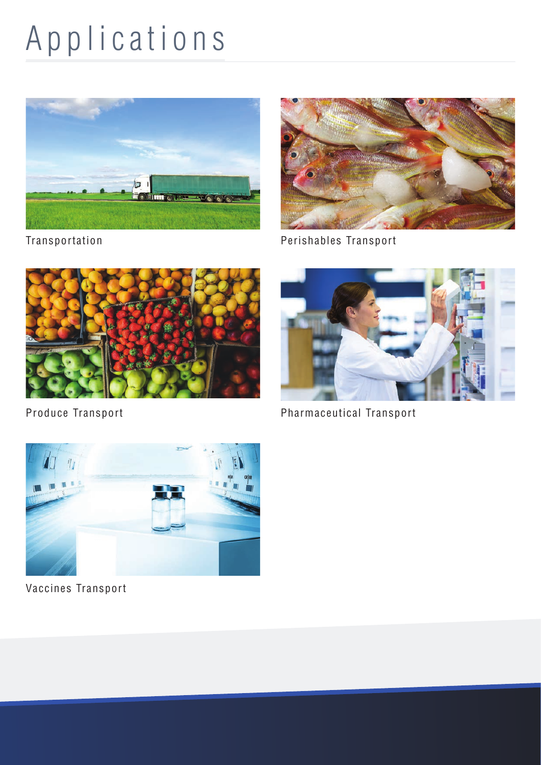# Applications

Transportation

Perishables Transport

Produce Transport

Pharmaceutical Transport

Vaccines Transport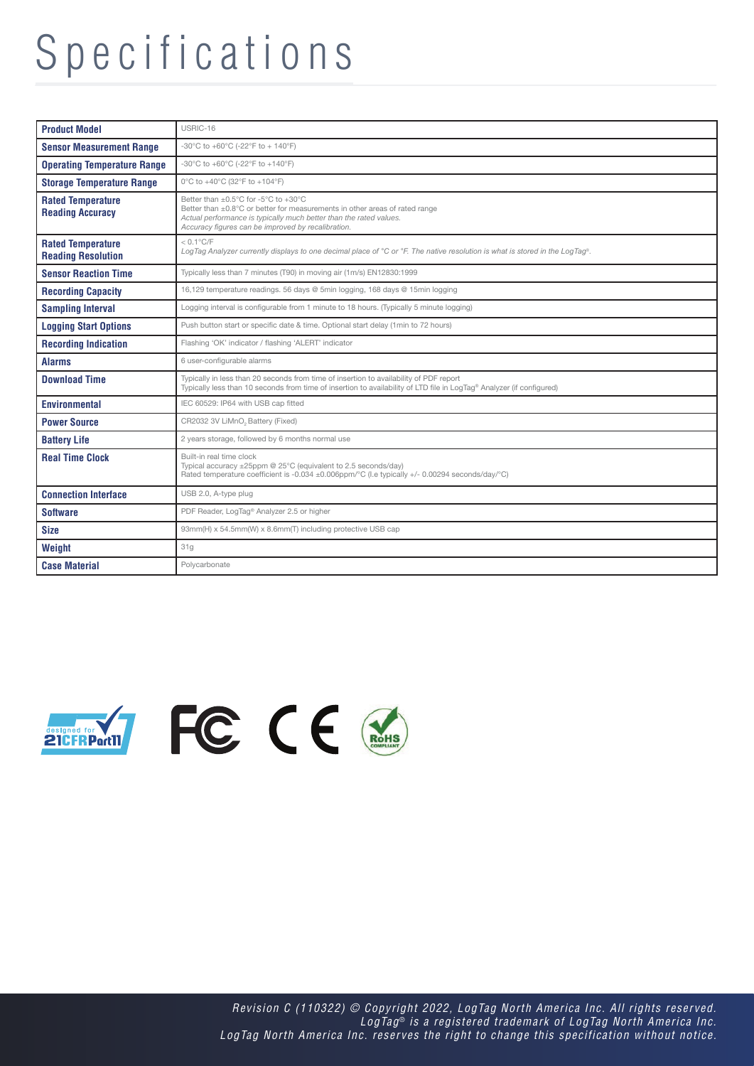# Specifications

| | |
|---|---|
| **Product Model** | USRIC-16 |
| **Sensor Measurement Range** | -30°C to +60°C (-22°F to + 140°F) |
| **Operating Temperature Range** | -30°C to +60°C (-22°F to +140°F) |
| **Storage Temperature Range** | 0°C to +40°C (32°F to +104°F) |
| **Rated Temperature Reading Accuracy** | Better than ±0.5°C for -5°C to +30°C<br>Better than ±0.8°C or better for measurements in other areas of rated range<br>*Actual performance is typically much better than the rated values.*<br>*Accuracy figures can be improved by recalibration.* |
| **Rated Temperature Reading Resolution** | < 0.1°C/F<br>*LogTag Analyzer currently displays to one decimal place of °C or °F. The native resolution is what is stored in the LogTag®.* |
| **Sensor Reaction Time** | Typically less than 7 minutes (T90) in moving air (1m/s) EN12830:1999 |
| **Recording Capacity** | 16,129 temperature readings. 56 days @ 5min logging, 168 days @ 15min logging |
| **Sampling Interval** | Logging interval is configurable from 1 minute to 18 hours. (Typically 5 minute logging) |
| **Logging Start Options** | Push button start or specific date & time. Optional start delay (1min to 72 hours) |
| **Recording Indication** | Flashing 'OK' indicator / flashing 'ALERT' indicator |
| **Alarms** | 6 user-configurable alarms |
| **Download Time** | Typically in less than 20 seconds from time of insertion to availability of PDF report<br>Typically less than 10 seconds from time of insertion to availability of LTD file in LogTag® Analyzer (if configured) |
| **Environmental** | IEC 60529: IP64 with USB cap fitted |
| **Power Source** | CR2032 3V $LiMnO_2$ Battery (Fixed) |
| **Battery Life** | 2 years storage, followed by 6 months normal use |
| **Real Time Clock** | Built-in real time clock<br>Typical accuracy ±25ppm @ 25°C (equivalent to 2.5 seconds/day)<br>Rated temperature coefficient is -0.034 ±0.006ppm/°C (I.e typically +/- 0.00294 seconds/day/°C) |
| **Connection Interface** | USB 2.0, A-type plug |
| **Software** | PDF Reader, LogTag® Analyzer 2.5 or higher |
| **Size** | 93mm(H) x 54.5mm(W) x 8.6mm(T) including protective USB cap |
| **Weight** | 31g |
| **Case Material** | Polycarbonate |

designed for 21CFR Part11

FC CE RoHS COMPLIANT

*Revision C (110322) © Copyright 2022, LogTag North America Inc. All rights reserved.*
*LogTag® is a registered trademark of LogTag North America Inc.*
*LogTag North America Inc. reserves the right to change this specification without notice.*